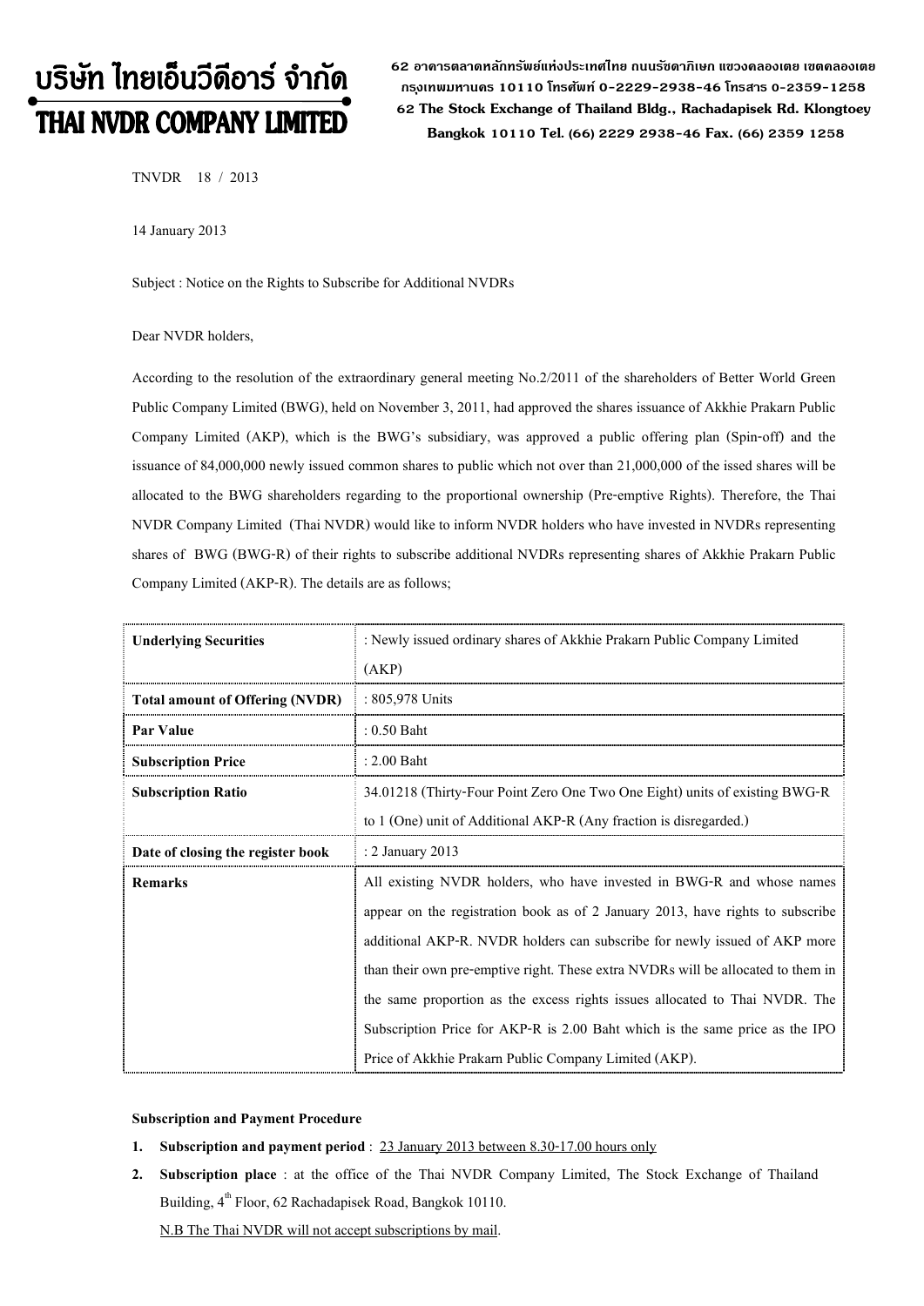# บริษัท ไทยเอ็นวีดีอาร์ จำกัด
# THAI NVDR COMPANY LIMITED

62 อาคารตลาดหลักทรัพย์แห่งประเทศไทย ถนนรัชดาภิเษก แขวงคลองเตย เขตคลองเตย กรุงเทพมหานคร 10110 โทรศัพท์ 0-2229-2938-46 โทรสาร 0-2359-1258
62 The Stock Exchange of Thailand Bldg., Rachadapisek Rd. Klongtoey Bangkok 10110 Tel. (66) 2229 2938-46 Fax. (66) 2359 1258

TNVDR 18 / 2013

14 January 2013

Subject : Notice on the Rights to Subscribe for Additional NVDRs

Dear NVDR holders,

According to the resolution of the extraordinary general meeting No.2/2011 of the shareholders of Better World Green Public Company Limited (BWG), held on November 3, 2011, had approved the shares issuance of Akkhie Prakarn Public Company Limited (AKP), which is the BWG's subsidiary, was approved a public offering plan (Spin-off) and the issuance of 84,000,000 newly issued common shares to public which not over than 21,000,000 of the issed shares will be allocated to the BWG shareholders regarding to the proportional ownership (Pre-emptive Rights). Therefore, the Thai NVDR Company Limited (Thai NVDR) would like to inform NVDR holders who have invested in NVDRs representing shares of BWG (BWG-R) of their rights to subscribe additional NVDRs representing shares of Akkhie Prakarn Public Company Limited (AKP-R). The details are as follows;

| **Underlying Securities** | : Newly issued ordinary shares of Akkhie Prakarn Public Company Limited (AKP) |
|---|---|
| **Total amount of Offering (NVDR)** | : 805,978 Units |
| **Par Value** | : 0.50 Baht |
| **Subscription Price** | : 2.00 Baht |
| **Subscription Ratio** | 34.01218 (Thirty-Four Point Zero One Two One Eight) units of existing BWG-R to 1 (One) unit of Additional AKP-R (Any fraction is disregarded.) |
| **Date of closing the register book** | : 2 January 2013 |
| **Remarks** | All existing NVDR holders, who have invested in BWG-R and whose names appear on the registration book as of 2 January 2013, have rights to subscribe additional AKP-R. NVDR holders can subscribe for newly issued of AKP more than their own pre-emptive right. These extra NVDRs will be allocated to them in the same proportion as the excess rights issues allocated to Thai NVDR. The Subscription Price for AKP-R is 2.00 Baht which is the same price as the IPO Price of Akkhie Prakarn Public Company Limited (AKP). |

**Subscription and Payment Procedure**

1. **Subscription and payment period** : 23 January 2013 between 8.30-17.00 hours only
2. **Subscription place** : at the office of the Thai NVDR Company Limited, The Stock Exchange of Thailand Building, 4th Floor, 62 Rachadapisek Road, Bangkok 10110.

   N.B The Thai NVDR will not accept subscriptions by mail.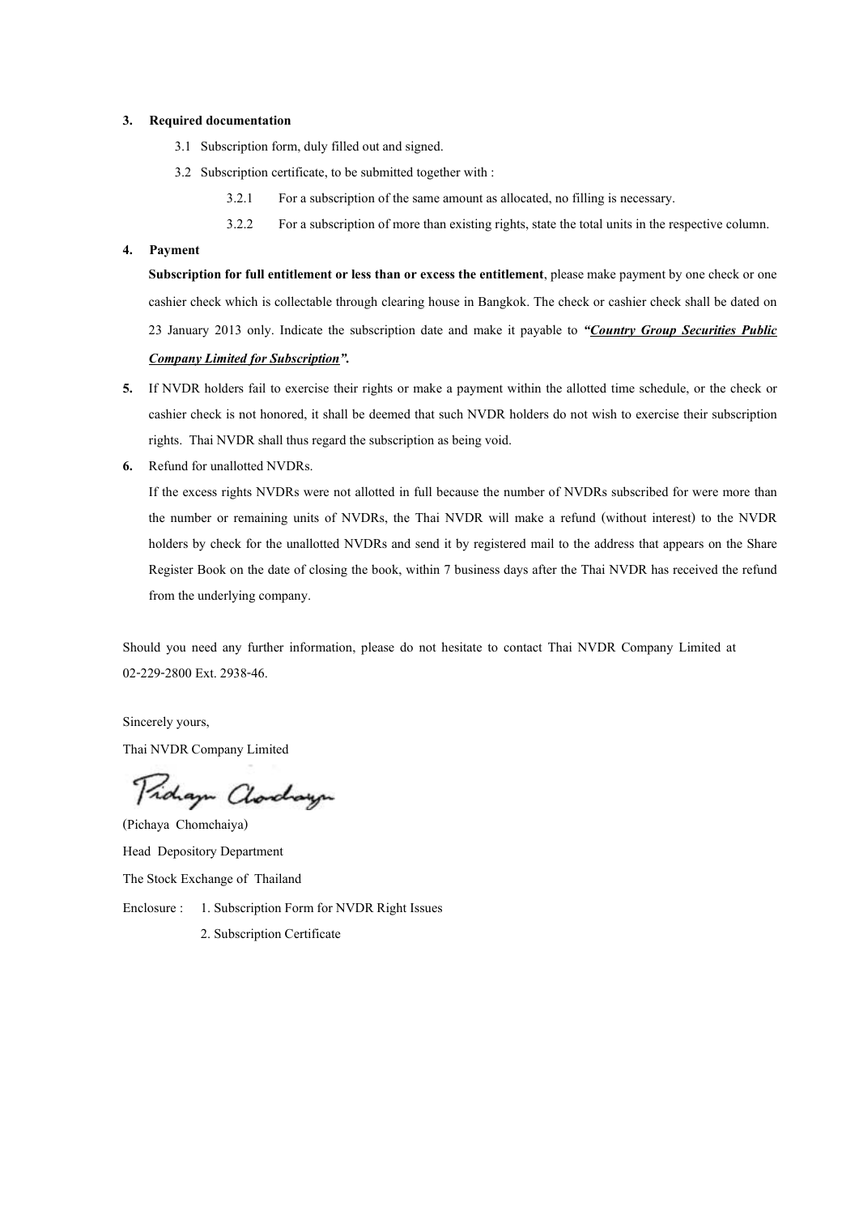**3. Required documentation**

3.1 Subscription form, duly filled out and signed.

3.2 Subscription certificate, to be submitted together with :

3.2.1 For a subscription of the same amount as allocated, no filling is necessary.

3.2.2 For a subscription of more than existing rights, state the total units in the respective column.

**4. Payment**

**Subscription for full entitlement or less than or excess the entitlement**, please make payment by one check or one cashier check which is collectable through clearing house in Bangkok. The check or cashier check shall be dated on 23 January 2013 only. Indicate the subscription date and make it payable to ***"Country Group Securities Public Company Limited for Subscription".***

**5.** If NVDR holders fail to exercise their rights or make a payment within the allotted time schedule, or the check or cashier check is not honored, it shall be deemed that such NVDR holders do not wish to exercise their subscription rights. Thai NVDR shall thus regard the subscription as being void.

**6.** Refund for unallotted NVDRs.

If the excess rights NVDRs were not allotted in full because the number of NVDRs subscribed for were more than the number or remaining units of NVDRs, the Thai NVDR will make a refund (without interest) to the NVDR holders by check for the unallotted NVDRs and send it by registered mail to the address that appears on the Share Register Book on the date of closing the book, within 7 business days after the Thai NVDR has received the refund from the underlying company.

Should you need any further information, please do not hesitate to contact Thai NVDR Company Limited at 02-229-2800 Ext. 2938-46.

Sincerely yours,

Thai NVDR Company Limited

(Pichaya Chomchaiya)

Head Depository Department

The Stock Exchange of Thailand

Enclosure : 1. Subscription Form for NVDR Right Issues

2. Subscription Certificate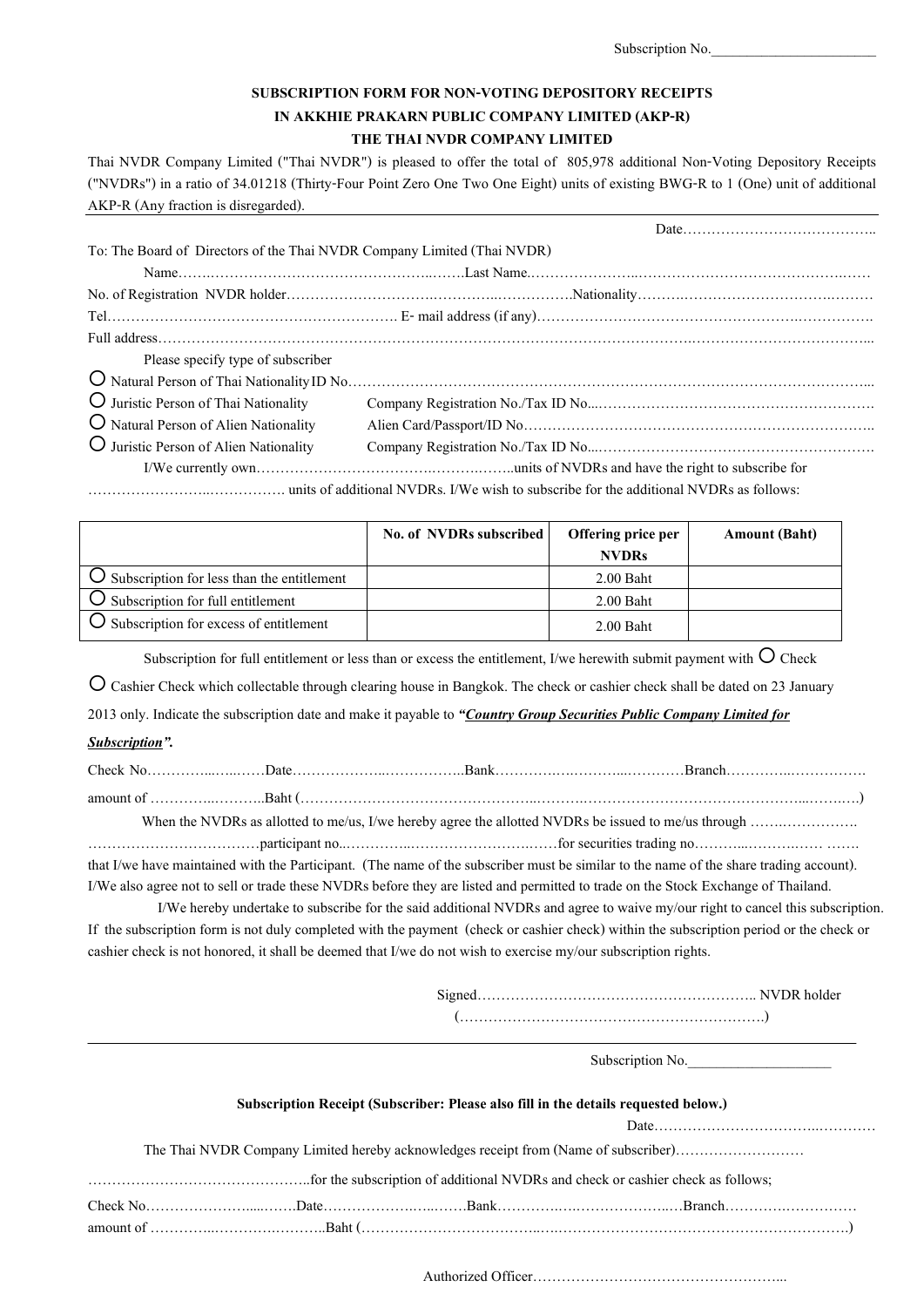Subscription No.______________________

**SUBSCRIPTION FORM FOR NON-VOTING DEPOSITORY RECEIPTS**
**IN AKKHIE PRAKARN PUBLIC COMPANY LIMITED (AKP-R)**
**THE THAI NVDR COMPANY LIMITED**

Thai NVDR Company Limited ("Thai NVDR") is pleased to offer the total of 805,978 additional Non-Voting Depository Receipts ("NVDRs") in a ratio of 34.01218 (Thirty-Four Point Zero One Two One Eight) units of existing BWG-R to 1 (One) unit of additional AKP-R (Any fraction is disregarded).

Date…………………………………..

To: The Board of Directors of the Thai NVDR Company Limited (Thai NVDR)

Name…………………………………………………Last Name…………………………………………………………

No. of Registration NVDR holder…………………………………………………Nationality…………………………………

Tel……………………………………………………. E- mail address (if any)……………………………………………………

Full address……………………………………………………………………………………………………………………...

Please specify type of subscriber

○ Natural Person of Thai Nationality ID No……………………………………………………………………………………...

○ Juristic Person of Thai Nationality Company Registration No./Tax ID No...…………………………………………………….

○ Natural Person of Alien Nationality Alien Card/Passport/ID No…………………………………………………………………..

○ Juristic Person of Alien Nationality Company Registration No./Tax ID No...…………………………………………………….

I/We currently own……………………………………………..units of NVDRs and have the right to subscribe for ………………………………………. units of additional NVDRs. I/We wish to subscribe for the additional NVDRs as follows:

| | No. of NVDRs subscribed | Offering price per NVDRs | Amount (Baht) |
|---|---|---|---|
| ○ Subscription for less than the entitlement | | 2.00 Baht | |
| ○ Subscription for full entitlement | | 2.00 Baht | |
| ○ Subscription for excess of entitlement | | 2.00 Baht | |

Subscription for full entitlement or less than or excess the entitlement, I/we herewith submit payment with ○ Check ○ Cashier Check which collectable through clearing house in Bangkok. The check or cashier check shall be dated on 23 January 2013 only. Indicate the subscription date and make it payable to ***"Country Group Securities Public Company Limited for Subscription".***

Check No…………………Date………………………………Bank………………………………Branch……………………………

amount of ……………………..Baht (…………………………………………………………………………………………………….)

When the NVDRs as allotted to me/us, I/we hereby agree the allotted NVDRs be issued to me/us through ………………………………………………………participant no..…………………………………………for securities trading no……………………… ……. that I/we have maintained with the Participant. (The name of the subscriber must be similar to the name of the share trading account). I/We also agree not to sell or trade these NVDRs before they are listed and permitted to trade on the Stock Exchange of Thailand.

I/We hereby undertake to subscribe for the said additional NVDRs and agree to waive my/our right to cancel this subscription. If the subscription form is not duly completed with the payment (check or cashier check) within the subscription period or the check or cashier check is not honored, it shall be deemed that I/we do not wish to exercise my/our subscription rights.

Signed…………………………………………………….. NVDR holder

(……………………………………………………….)

---

Subscription No.____________________

**Subscription Receipt (Subscriber: Please also fill in the details requested below.)**

Date…………………………………………

The Thai NVDR Company Limited hereby acknowledges receipt from (Name of subscriber)……………………… ………………………………………..for the subscription of additional NVDRs and check or cashier check as follows;

Check No……………………………Date…………………………Bank………………………………Branch………………………

amount of ……………………………………..Baht (…………………………………………………………………………………….)

Authorized Officer……………………………………………...